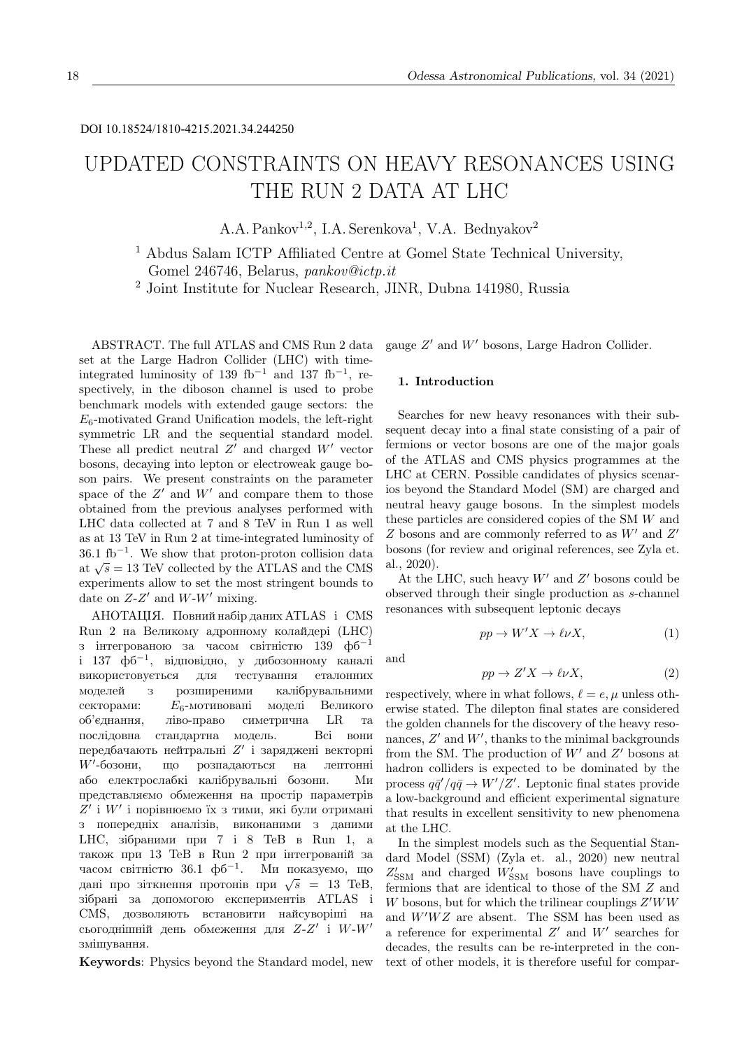DOI 10.18524/1810-4215.2021.34.244250

# UPDATED CONSTRAINTS ON HEAVY RESONANCES USING THE RUN 2 DATA AT LHC

A.A. Pankov[1,2], I.A. Serenkova[1], V.A. Bednyakov[2]

[1] Abdus Salam ICTP Affiliated Centre at Gomel State Technical University, Gomel 246746, Belarus, *pankov@ictp.it*

[2] Joint Institute for Nuclear Research, JINR, Dubna 141980, Russia

ABSTRACT. The full ATLAS and CMS Run 2 data set at the Large Hadron Collider (LHC) with time-integrated luminosity of 139 fb$^{-1}$ and 137 fb$^{-1}$, respectively, in the diboson channel is used to probe benchmark models with extended gauge sectors: the $E_6$-motivated Grand Unification models, the left-right symmetric LR and the sequential standard model. These all predict neutral $Z'$ and charged $W'$ vector bosons, decaying into lepton or electroweak gauge boson pairs. We present constraints on the parameter space of the $Z'$ and $W'$ and compare them to those obtained from the previous analyses performed with LHC data collected at 7 and 8 TeV in Run 1 as well as at 13 TeV in Run 2 at time-integrated luminosity of 36.1 fb$^{-1}$. We show that proton-proton collision data at $\sqrt{s} = 13$ TeV collected by the ATLAS and the CMS experiments allow to set the most stringent bounds to date on $Z$-$Z'$ and $W$-$W'$ mixing.

АНОТАЦІЯ. Повний набір даних ATLAS і CMS Run 2 на Великому адронному колайдері (LHC) з інтегрованою за часом світністю 139 фб$^{-1}$ і 137 фб$^{-1}$, відповідно, у дибозонному каналі використовується для тестування еталонних моделей з розширеними калібрувальними секторами: $E_6$-мотивовані моделі Великого об'єднання, ліво-право симетрична LR та послідовна стандартна модель. Всі вони передбачають нейтральні $Z'$ і заряджені векторні $W'$-бозони, що розпадаються на лептонні або електрослабкі калібрувальні бозони. Ми представляємо обмеження на простір параметрів $Z'$ і $W'$ і порівнюємо їх з тими, які були отримані з попередніх аналізів, виконаними з даними LHC, зібраними при 7 і 8 ТеВ в Run 1, а також при 13 ТеВ в Run 2 при інтегрованій за часом світністю 36.1 фб$^{-1}$. Ми показуємо, що дані про зіткнення протонів при $\sqrt{s} = 13$ ТеВ, зібрані за допомогою експериментів ATLAS і CMS, дозволяють встановити найсуворіші на сьогоднішній день обмеження для $Z$-$Z'$ і $W$-$W'$ змішування.

**Keywords**: Physics beyond the Standard model, new gauge $Z'$ and $W'$ bosons, Large Hadron Collider.

## 1. Introduction

Searches for new heavy resonances with their subsequent decay into a final state consisting of a pair of fermions or vector bosons are one of the major goals of the ATLAS and CMS physics programmes at the LHC at CERN. Possible candidates of physics scenarios beyond the Standard Model (SM) are charged and neutral heavy gauge bosons. In the simplest models these particles are considered copies of the SM $W$ and $Z$ bosons and are commonly referred to as $W'$ and $Z'$ bosons (for review and original references, see Zyla et. al., 2020).

At the LHC, such heavy $W'$ and $Z'$ bosons could be observed through their single production as $s$-channel resonances with subsequent leptonic decays

$$pp \to W'X \to \ell\nu X, \tag{1}$$

and

$$pp \to Z'X \to \ell\nu X, \tag{2}$$

respectively, where in what follows, $\ell = e, \mu$ unless otherwise stated. The dilepton final states are considered the golden channels for the discovery of the heavy resonances, $Z'$ and $W'$, thanks to the minimal backgrounds from the SM. The production of $W'$ and $Z'$ bosons at hadron colliders is expected to be dominated by the process $q\bar{q}'/q\bar{q} \to W'/Z'$. Leptonic final states provide a low-background and efficient experimental signature that results in excellent sensitivity to new phenomena at the LHC.

In the simplest models such as the Sequential Standard Model (SSM) (Zyla et. al., 2020) new neutral $Z'_{\rm SSM}$ and charged $W'_{\rm SSM}$ bosons have couplings to fermions that are identical to those of the SM $Z$ and $W$ bosons, but for which the trilinear couplings $Z'WW$ and $W'WZ$ are absent. The SSM has been used as a reference for experimental $Z'$ and $W'$ searches for decades, the results can be re-interpreted in the context of other models, it is therefore useful for compar-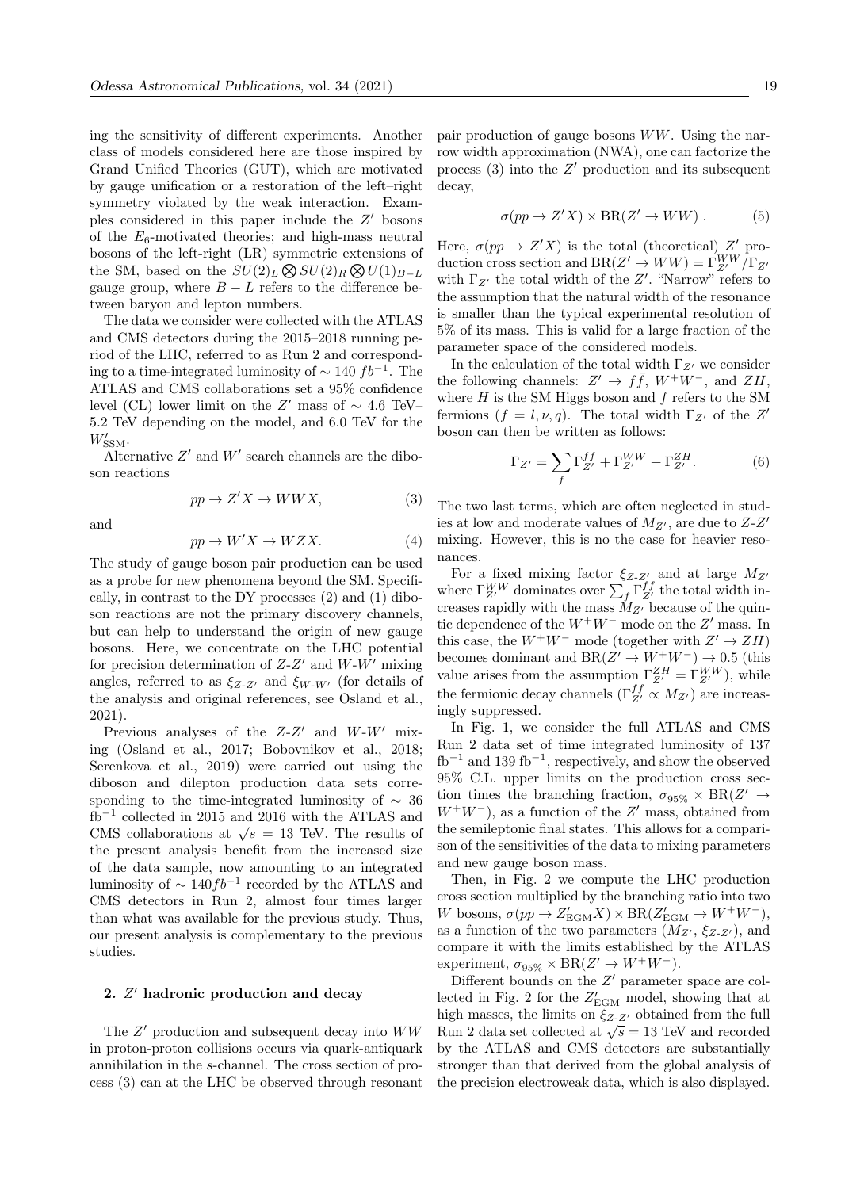ing the sensitivity of different experiments. Another class of models considered here are those inspired by Grand Unified Theories (GUT), which are motivated by gauge unification or a restoration of the left–right symmetry violated by the weak interaction. Examples considered in this paper include the $Z'$ bosons of the $E_6$-motivated theories; and high-mass neutral bosons of the left-right (LR) symmetric extensions of the SM, based on the $SU(2)_L \bigotimes SU(2)_R \bigotimes U(1)_{B-L}$ gauge group, where $B - L$ refers to the difference between baryon and lepton numbers.

The data we consider were collected with the ATLAS and CMS detectors during the 2015–2018 running period of the LHC, referred to as Run 2 and corresponding to a time-integrated luminosity of $\sim 140\ fb^{-1}$. The ATLAS and CMS collaborations set a 95% confidence level (CL) lower limit on the $Z'$ mass of $\sim 4.6$ TeV–5.2 TeV depending on the model, and 6.0 TeV for the $W'_{\rm SSM}$.

Alternative $Z'$ and $W'$ search channels are the diboson reactions

$$pp \to Z'X \to WWX, \tag{3}$$

and

$$pp \to W'X \to WZX. \tag{4}$$

The study of gauge boson pair production can be used as a probe for new phenomena beyond the SM. Specifically, in contrast to the DY processes (2) and (1) diboson reactions are not the primary discovery channels, but can help to understand the origin of new gauge bosons. Here, we concentrate on the LHC potential for precision determination of $Z$-$Z'$ and $W$-$W'$ mixing angles, referred to as $\xi_{Z\text{-}Z'}$ and $\xi_{W\text{-}W'}$ (for details of the analysis and original references, see Osland et al., 2021).

Previous analyses of the $Z$-$Z'$ and $W$-$W'$ mixing (Osland et al., 2017; Bobovnikov et al., 2018; Serenkova et al., 2019) were carried out using the diboson and dilepton production data sets corresponding to the time-integrated luminosity of $\sim 36$ fb$^{-1}$ collected in 2015 and 2016 with the ATLAS and CMS collaborations at $\sqrt{s} = 13$ TeV. The results of the present analysis benefit from the increased size of the data sample, now amounting to an integrated luminosity of $\sim 140 fb^{-1}$ recorded by the ATLAS and CMS detectors in Run 2, almost four times larger than what was available for the previous study. Thus, our present analysis is complementary to the previous studies.

## 2. $Z'$ hadronic production and decay

The $Z'$ production and subsequent decay into $WW$ in proton-proton collisions occurs via quark-antiquark annihilation in the $s$-channel. The cross section of process (3) can at the LHC be observed through resonant pair production of gauge bosons $WW$. Using the narrow width approximation (NWA), one can factorize the process (3) into the $Z'$ production and its subsequent decay,

$$\sigma(pp \to Z'X) \times \mathrm{BR}(Z' \to WW)\,. \tag{5}$$

Here, $\sigma(pp \to Z'X)$ is the total (theoretical) $Z'$ production cross section and $\mathrm{BR}(Z' \to WW) = \Gamma^{WW}_{Z'}/\Gamma_{Z'}$ with $\Gamma_{Z'}$ the total width of the $Z'$. "Narrow" refers to the assumption that the natural width of the resonance is smaller than the typical experimental resolution of 5% of its mass. This is valid for a large fraction of the parameter space of the considered models.

In the calculation of the total width $\Gamma_{Z'}$ we consider the following channels: $Z' \to f\bar{f}$, $W^+W^-$, and $ZH$, where $H$ is the SM Higgs boson and $f$ refers to the SM fermions ($f = l, \nu, q$). The total width $\Gamma_{Z'}$ of the $Z'$ boson can then be written as follows:

$$\Gamma_{Z'} = \sum_f \Gamma^{ff}_{Z'} + \Gamma^{WW}_{Z'} + \Gamma^{ZH}_{Z'}\,. \tag{6}$$

The two last terms, which are often neglected in studies at low and moderate values of $M_{Z'}$, are due to $Z$-$Z'$ mixing. However, this is no the case for heavier resonances.

For a fixed mixing factor $\xi_{Z\text{-}Z'}$ and at large $M_{Z'}$ where $\Gamma^{WW}_{Z'}$ dominates over $\sum_f \Gamma^{ff}_{Z'}$ the total width increases rapidly with the mass $M_{Z'}$ because of the quintic dependence of the $W^+W^-$ mode on the $Z'$ mass. In this case, the $W^+W^-$ mode (together with $Z' \to ZH$) becomes dominant and $\mathrm{BR}(Z' \to W^+W^-) \to 0.5$ (this value arises from the assumption $\Gamma^{ZH}_{Z'} = \Gamma^{WW}_{Z'}$), while the fermionic decay channels ($\Gamma^{ff}_{Z'} \propto M_{Z'}$) are increasingly suppressed.

In Fig. 1, we consider the full ATLAS and CMS Run 2 data set of time integrated luminosity of 137 fb$^{-1}$ and 139 fb$^{-1}$, respectively, and show the observed 95% C.L. upper limits on the production cross section times the branching fraction, $\sigma_{95\%} \times \mathrm{BR}(Z' \to W^+W^-)$, as a function of the $Z'$ mass, obtained from the semileptonic final states. This allows for a comparison of the sensitivities of the data to mixing parameters and new gauge boson mass.

Then, in Fig. 2 we compute the LHC production cross section multiplied by the branching ratio into two $W$ bosons, $\sigma(pp \to Z'_{\rm EGM}X) \times \mathrm{BR}(Z'_{\rm EGM} \to W^+W^-)$, as a function of the two parameters ($M_{Z'}$, $\xi_{Z\text{-}Z'}$), and compare it with the limits established by the ATLAS experiment, $\sigma_{95\%} \times \mathrm{BR}(Z' \to W^+W^-)$.

Different bounds on the $Z'$ parameter space are collected in Fig. 2 for the $Z'_{\rm EGM}$ model, showing that at high masses, the limits on $\xi_{Z\text{-}Z'}$ obtained from the full Run 2 data set collected at $\sqrt{s} = 13$ TeV and recorded by the ATLAS and CMS detectors are substantially stronger than that derived from the global analysis of the precision electroweak data, which is also displayed.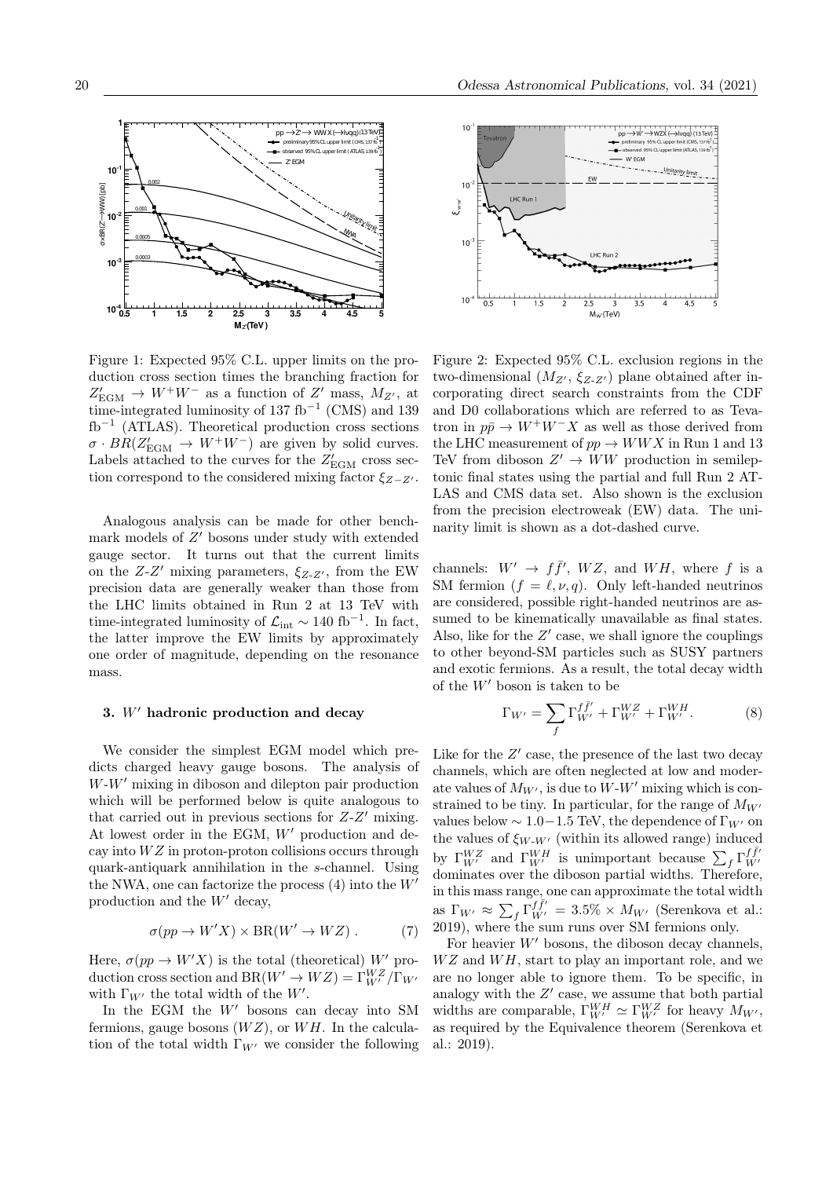Figure 1: Expected 95% C.L. upper limits on the production cross section times the branching fraction for $Z'_{\rm EGM} \to W^+W^-$ as a function of $Z'$ mass, $M_{Z'}$, at time-integrated luminosity of 137 fb$^{-1}$ (CMS) and 139 fb$^{-1}$ (ATLAS). Theoretical production cross sections $\sigma \cdot BR(Z'_{\rm EGM} \to W^+W^-)$ are given by solid curves. Labels attached to the curves for the $Z'_{\rm EGM}$ cross section correspond to the considered mixing factor $\xi_{Z-Z'}$.

Figure 2: Expected 95% C.L. exclusion regions in the two-dimensional $(M_{Z'}, \xi_{Z\text{-}Z'})$ plane obtained after incorporating direct search constraints from the CDF and D0 collaborations which are referred to as Tevatron in $p\bar{p} \to W^+W^-X$ as well as those derived from the LHC measurement of $pp \to WWX$ in Run 1 and 13 TeV from diboson $Z' \to WW$ production in semileptonic final states using the partial and full Run 2 ATLAS and CMS data set. Also shown is the exclusion from the precision electroweak (EW) data. The unitarity limit is shown as a dot-dashed curve.

Analogous analysis can be made for other benchmark models of $Z'$ bosons under study with extended gauge sector. It turns out that the current limits on the $Z$-$Z'$ mixing parameters, $\xi_{Z\text{-}Z'}$, from the EW precision data are generally weaker than those from the LHC limits obtained in Run 2 at 13 TeV with time-integrated luminosity of $\mathcal{L}_{\rm int} \sim 140$ fb$^{-1}$. In fact, the latter improve the EW limits by approximately one order of magnitude, depending on the resonance mass.

### 3. $W'$ hadronic production and decay

We consider the simplest EGM model which predicts charged heavy gauge bosons. The analysis of $W$-$W'$ mixing in diboson and dilepton pair production which will be performed below is quite analogous to that carried out in previous sections for $Z$-$Z'$ mixing. At lowest order in the EGM, $W'$ production and decay into $WZ$ in proton-proton collisions occurs through quark-antiquark annihilation in the $s$-channel. Using the NWA, one can factorize the process (4) into the $W'$ production and the $W'$ decay,

$$\sigma(pp \to W'X) \times \mathrm{BR}(W' \to WZ)\,. \qquad (7)$$

Here, $\sigma(pp \to W'X)$ is the total (theoretical) $W'$ production cross section and $\mathrm{BR}(W' \to WZ) = \Gamma^{WZ}_{W'}/\Gamma_{W'}$ with $\Gamma_{W'}$ the total width of the $W'$.

In the EGM the $W'$ bosons can decay into SM fermions, gauge bosons ($WZ$), or $WH$. In the calculation of the total width $\Gamma_{W'}$ we consider the following channels: $W' \to f\bar{f}'$, $WZ$, and $WH$, where $f$ is a SM fermion ($f = \ell, \nu, q$). Only left-handed neutrinos are considered, possible right-handed neutrinos are assumed to be kinematically unavailable as final states. Also, like for the $Z'$ case, we shall ignore the couplings to other beyond-SM particles such as SUSY partners and exotic fermions. As a result, the total decay width of the $W'$ boson is taken to be

$$\Gamma_{W'} = \sum_f \Gamma^{f\bar{f}'}_{W'} + \Gamma^{WZ}_{W'} + \Gamma^{WH}_{W'}. \qquad (8)$$

Like for the $Z'$ case, the presence of the last two decay channels, which are often neglected at low and moderate values of $M_{W'}$, is due to $W$-$W'$ mixing which is constrained to be tiny. In particular, for the range of $M_{W'}$ values below $\sim 1.0-1.5$ TeV, the dependence of $\Gamma_{W'}$ on the values of $\xi_{W\text{-}W'}$ (within its allowed range) induced by $\Gamma^{WZ}_{W'}$ and $\Gamma^{WH}_{W'}$ is unimportant because $\sum_f \Gamma^{f\bar{f}'}_{W'}$ dominates over the diboson partial widths. Therefore, in this mass range, one can approximate the total width as $\Gamma_{W'} \approx \sum_f \Gamma^{f\bar{f}'}_{W'} = 3.5\% \times M_{W'}$ (Serenkova et al.: 2019), where the sum runs over SM fermions only.

For heavier $W'$ bosons, the diboson decay channels, $WZ$ and $WH$, start to play an important role, and we are no longer able to ignore them. To be specific, in analogy with the $Z'$ case, we assume that both partial widths are comparable, $\Gamma^{WH}_{W'} \simeq \Gamma^{WZ}_{W'}$ for heavy $M_{W'}$, as required by the Equivalence theorem (Serenkova et al.: 2019).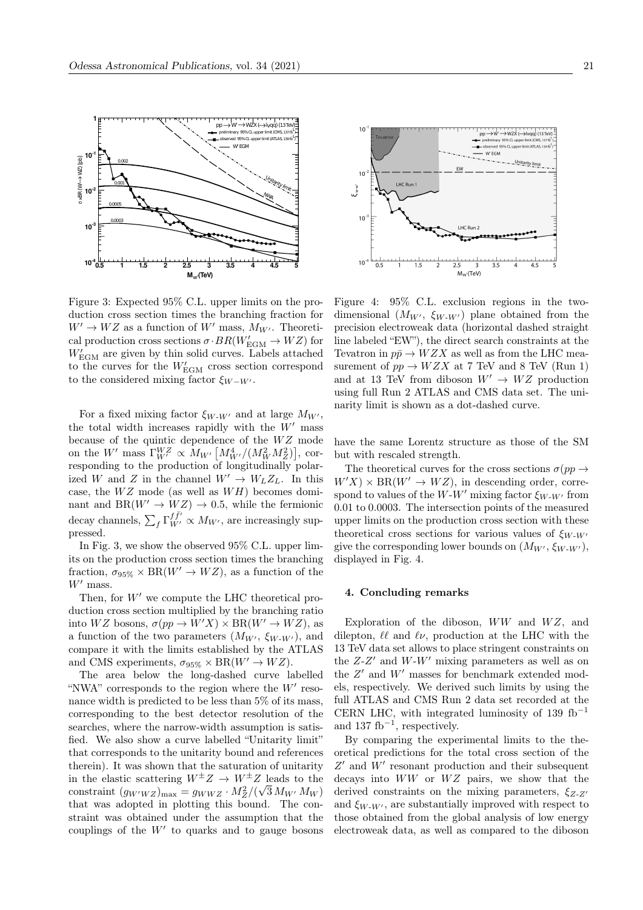Figure 3: Expected 95% C.L. upper limits on the production cross section times the branching fraction for $W' \to WZ$ as a function of $W'$ mass, $M_{W'}$. Theoretical production cross sections $\sigma \cdot BR(W'_{\rm EGM} \to WZ)$ for $W'_{\rm EGM}$ are given by thin solid curves. Labels attached to the curves for the $W'_{\rm EGM}$ cross section correspond to the considered mixing factor $\xi_{W-W'}$.

Figure 4: 95% C.L. exclusion regions in the two-dimensional ($M_{W'}$, $\xi_{W\text{-}W'}$) plane obtained from the precision electroweak data (horizontal dashed straight line labeled "EW"), the direct search constraints at the Tevatron in $p\bar{p} \to WZX$ as well as from the LHC measurement of $pp \to WZX$ at 7 TeV and 8 TeV (Run 1) and at 13 TeV from diboson $W' \to WZ$ production using full Run 2 ATLAS and CMS data set. The uninarity limit is shown as a dot-dashed curve.

For a fixed mixing factor $\xi_{W\text{-}W'}$ and at large $M_{W'}$, the total width increases rapidly with the $W'$ mass because of the quintic dependence of the $WZ$ mode on the $W'$ mass $\Gamma^{WZ}_{W'} \propto M_{W'}\left[M^4_{W'}/(M^2_W M^2_Z)\right]$, corresponding to the production of longitudinally polarized $W$ and $Z$ in the channel $W' \to W_L Z_L$. In this case, the $WZ$ mode (as well as $WH$) becomes dominant and $\mathrm{BR}(W' \to WZ) \to 0.5$, while the fermionic decay channels, $\sum_f \Gamma^{ff'}_{W'} \propto M_{W'}$, are increasingly suppressed.

In Fig. 3, we show the observed 95% C.L. upper limits on the production cross section times the branching fraction, $\sigma_{95\%} \times \mathrm{BR}(W' \to WZ)$, as a function of the $W'$ mass.

Then, for $W'$ we compute the LHC theoretical production cross section multiplied by the branching ratio into $WZ$ bosons, $\sigma(pp \to W'X) \times \mathrm{BR}(W' \to WZ)$, as a function of the two parameters ($M_{W'}$, $\xi_{W\text{-}W'}$), and compare it with the limits established by the ATLAS and CMS experiments, $\sigma_{95\%} \times \mathrm{BR}(W' \to WZ)$.

The area below the long-dashed curve labelled "NWA" corresponds to the region where the $W'$ resonance width is predicted to be less than 5% of its mass, corresponding to the best detector resolution of the searches, where the narrow-width assumption is satisfied. We also show a curve labelled "Unitarity limit" that corresponds to the unitarity bound and references therein). It was shown that the saturation of unitarity in the elastic scattering $W^\pm Z \to W^\pm Z$ leads to the constraint $(g_{W'WZ})_{\max} = g_{WWZ} \cdot M^2_Z/(\sqrt{3}\, M_{W'}\, M_W)$ that was adopted in plotting this bound. The constraint was obtained under the assumption that the couplings of the $W'$ to quarks and to gauge bosons have the same Lorentz structure as those of the SM but with rescaled strength.

The theoretical curves for the cross sections $\sigma(pp \to W'X) \times \mathrm{BR}(W' \to WZ)$, in descending order, correspond to values of the $W$-$W'$ mixing factor $\xi_{W\text{-}W'}$ from 0.01 to 0.0003. The intersection points of the measured upper limits on the production cross section with these theoretical cross sections for various values of $\xi_{W\text{-}W'}$ give the corresponding lower bounds on ($M_{W'}$, $\xi_{W\text{-}W'}$), displayed in Fig. 4.

### 4. Concluding remarks

Exploration of the diboson, $WW$ and $WZ$, and dilepton, $\ell\ell$ and $\ell\nu$, production at the LHC with the 13 TeV data set allows to place stringent constraints on the $Z$-$Z'$ and $W$-$W'$ mixing parameters as well as on the $Z'$ and $W'$ masses for benchmark extended models, respectively. We derived such limits by using the full ATLAS and CMS Run 2 data set recorded at the CERN LHC, with integrated luminosity of 139 fb$^{-1}$ and 137 fb$^{-1}$, respectively.

By comparing the experimental limits to the theoretical predictions for the total cross section of the $Z'$ and $W'$ resonant production and their subsequent decays into $WW$ or $WZ$ pairs, we show that the derived constraints on the mixing parameters, $\xi_{Z\text{-}Z'}$ and $\xi_{W\text{-}W'}$, are substantially improved with respect to those obtained from the global analysis of low energy electroweak data, as well as compared to the diboson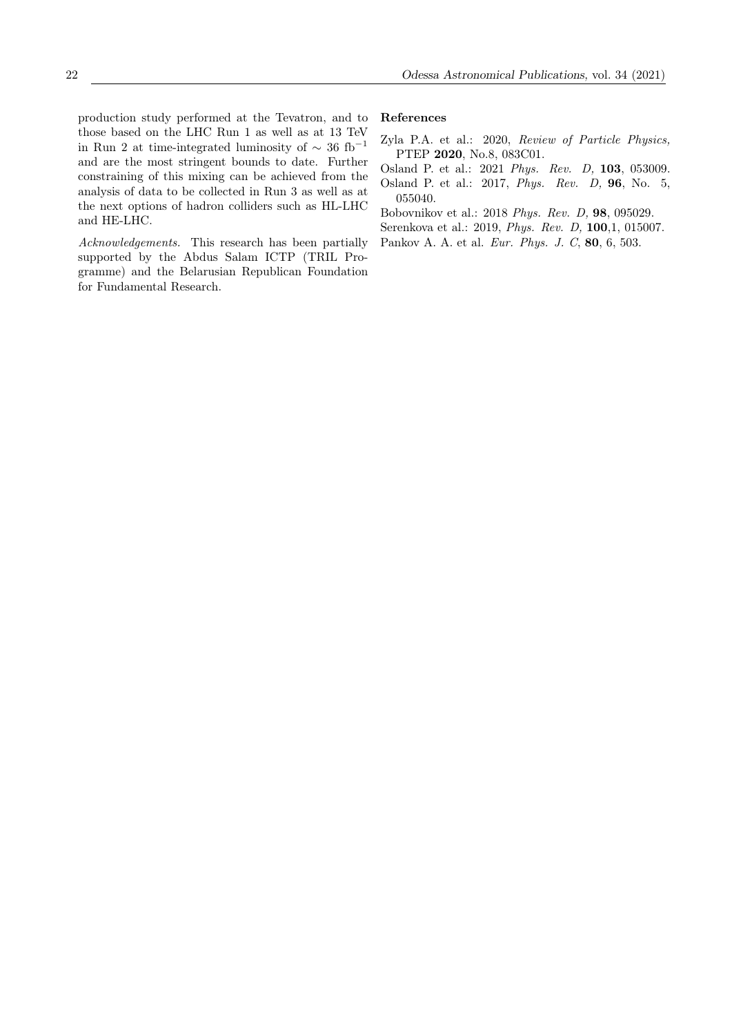production study performed at the Tevatron, and to those based on the LHC Run 1 as well as at 13 TeV in Run 2 at time-integrated luminosity of $\sim 36\ \text{fb}^{-1}$ and are the most stringent bounds to date. Further constraining of this mixing can be achieved from the analysis of data to be collected in Run 3 as well as at the next options of hadron colliders such as HL-LHC and HE-LHC.

*Acknowledgements.* This research has been partially supported by the Abdus Salam ICTP (TRIL Programme) and the Belarusian Republican Foundation for Fundamental Research.

## References

Zyla P.A. et al.: 2020, *Review of Particle Physics,* PTEP **2020**, No.8, 083C01.

Osland P. et al.: 2021 *Phys. Rev. D,* **103**, 053009.

Osland P. et al.: 2017, *Phys. Rev. D,* **96**, No. 5, 055040.

Bobovnikov et al.: 2018 *Phys. Rev. D,* **98**, 095029.

Serenkova et al.: 2019, *Phys. Rev. D,* **100**,1, 015007.

Pankov A. A. et al. *Eur. Phys. J. C*, **80**, 6, 503.